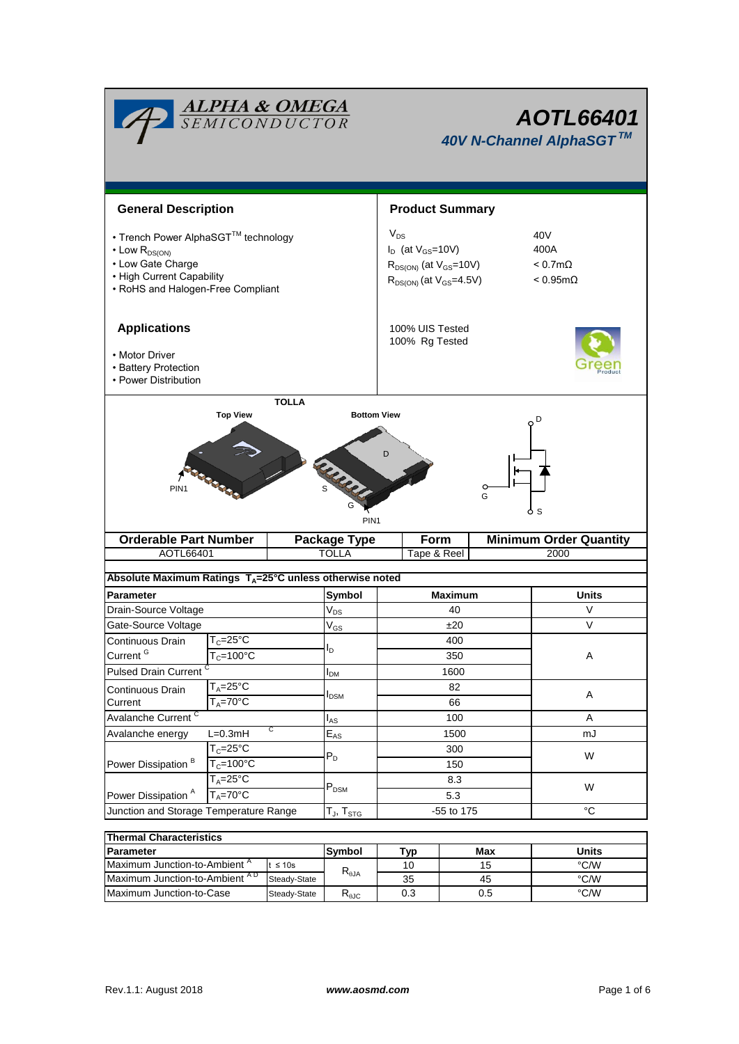# AOTL66401

## *40V N-Channel AlphaSGT™*

## General Description

- Trench Power AlphaSGT™ technology
- Low $R_{DS(ON)}$
- Low Gate Charge
- High Current Capability
- RoHS and Halogen-Free Compliant

## Product Summary

| | |
|---|---|
| $V_{DS}$ | 40V |
| $I_D$ (at $V_{GS}$=10V) | 400A |
| $R_{DS(ON)}$ (at $V_{GS}$=10V) | < 0.7mΩ |
| $R_{DS(ON)}$ (at $V_{GS}$=4.5V) | < 0.95mΩ |

100% UIS Tested
100% Rg Tested

## Applications

- Motor Driver
- Battery Protection
- Power Distribution

TOLLA

Top View | Bottom View

| Orderable Part Number | Package Type | Form | Minimum Order Quantity |
|---|---|---|---|
| AOTL66401 | TOLLA | Tape & Reel | 2000 |

**Absolute Maximum Ratings $T_A$=25°C unless otherwise noted**

| Parameter | | Symbol | Maximum | Units |
|---|---|---|---|---|
| Drain-Source Voltage | | $V_{DS}$ | 40 | V |
| Gate-Source Voltage | | $V_{GS}$ | ±20 | V |
| Continuous Drain Current [G] | $T_C$=25°C | $I_D$ | 400 | A |
| | $T_C$=100°C | | 350 | |
| Pulsed Drain Current [C] | | $I_{DM}$ | 1600 | |
| Continuous Drain Current | $T_A$=25°C | $I_{DSM}$ | 82 | A |
| | $T_A$=70°C | | 66 | |
| Avalanche Current [C] | | $I_{AS}$ | 100 | A |
| Avalanche energy | L=0.3mH [C] | $E_{AS}$ | 1500 | mJ |
| Power Dissipation [B] | $T_C$=25°C | $P_D$ | 300 | W |
| | $T_C$=100°C | | 150 | |
| Power Dissipation [A] | $T_A$=25°C | $P_{DSM}$ | 8.3 | W |
| | $T_A$=70°C | | 5.3 | |
| Junction and Storage Temperature Range | | $T_J$, $T_{STG}$ | -55 to 175 | °C |

**Thermal Characteristics**

| Parameter | | Symbol | Typ | Max | Units |
|---|---|---|---|---|---|
| Maximum Junction-to-Ambient [A] | t ≤ 10s | $R_{\theta JA}$ | 10 | 15 | °C/W |
| Maximum Junction-to-Ambient [A D] | Steady-State | | 35 | 45 | °C/W |
| Maximum Junction-to-Case | Steady-State | $R_{\theta JC}$ | 0.3 | 0.5 | °C/W |

Rev.1.1: August 2018 www.aosmd.com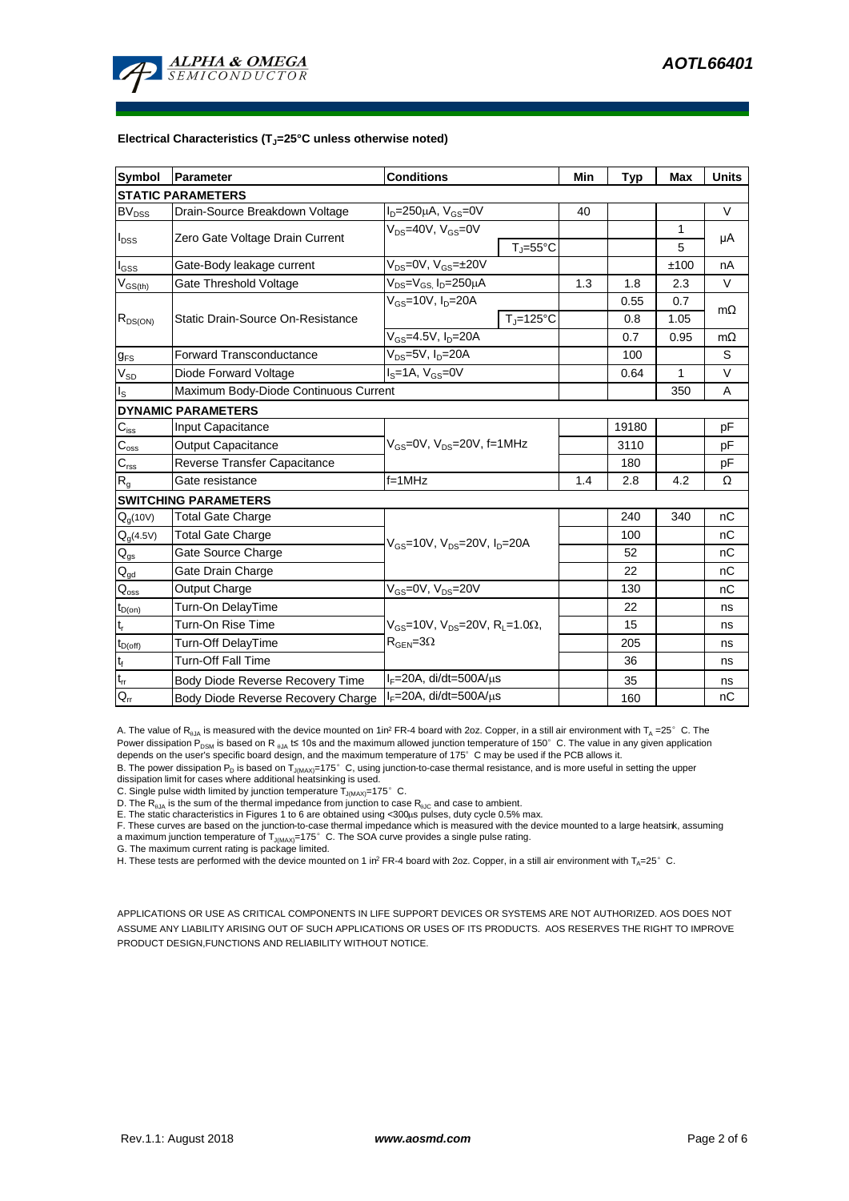**Electrical Characteristics ($T_J$=25°C unless otherwise noted)**

| Symbol | Parameter | Conditions | | Min | Typ | Max | Units |
|---|---|---|---|---|---|---|---|
| **STATIC PARAMETERS** | | | | | | | |
| $BV_{DSS}$ | Drain-Source Breakdown Voltage | $I_D$=250µA, $V_{GS}$=0V | | 40 | | | V |
| $I_{DSS}$ | Zero Gate Voltage Drain Current | $V_{DS}$=40V, $V_{GS}$=0V | | | | 1 | µA |
| | | | $T_J$=55°C | | | 5 | |
| $I_{GSS}$ | Gate-Body leakage current | $V_{DS}$=0V, $V_{GS}$=±20V | | | | ±100 | nA |
| $V_{GS(th)}$ | Gate Threshold Voltage | $V_{DS}$=$V_{GS}$, $I_D$=250µA | | 1.3 | 1.8 | 2.3 | V |
| $R_{DS(ON)}$ | Static Drain-Source On-Resistance | $V_{GS}$=10V, $I_D$=20A | | | 0.55 | 0.7 | mΩ |
| | | | $T_J$=125°C | | 0.8 | 1.05 | |
| | | $V_{GS}$=4.5V, $I_D$=20A | | | 0.7 | 0.95 | mΩ |
| $g_{FS}$ | Forward Transconductance | $V_{DS}$=5V, $I_D$=20A | | | 100 | | S |
| $V_{SD}$ | Diode Forward Voltage | $I_S$=1A, $V_{GS}$=0V | | | 0.64 | 1 | V |
| $I_S$ | Maximum Body-Diode Continuous Current | | | | | 350 | A |
| **DYNAMIC PARAMETERS** | | | | | | | |
| $C_{iss}$ | Input Capacitance | $V_{GS}$=0V, $V_{DS}$=20V, f=1MHz | | | 19180 | | pF |
| $C_{oss}$ | Output Capacitance | | | | 3110 | | pF |
| $C_{rss}$ | Reverse Transfer Capacitance | | | | 180 | | pF |
| $R_g$ | Gate resistance | f=1MHz | | 1.4 | 2.8 | 4.2 | Ω |
| **SWITCHING PARAMETERS** | | | | | | | |
| $Q_g$(10V) | Total Gate Charge | $V_{GS}$=10V, $V_{DS}$=20V, $I_D$=20A | | | 240 | 340 | nC |
| $Q_g$(4.5V) | Total Gate Charge | | | | 100 | | nC |
| $Q_{gs}$ | Gate Source Charge | | | | 52 | | nC |
| $Q_{gd}$ | Gate Drain Charge | | | | 22 | | nC |
| $Q_{oss}$ | Output Charge | $V_{GS}$=0V, $V_{DS}$=20V | | | 130 | | nC |
| $t_{D(on)}$ | Turn-On DelayTime | $V_{GS}$=10V, $V_{DS}$=20V, $R_L$=1.0Ω, $R_{GEN}$=3Ω | | | 22 | | ns |
| $t_r$ | Turn-On Rise Time | | | | 15 | | ns |
| $t_{D(off)}$ | Turn-Off DelayTime | | | | 205 | | ns |
| $t_f$ | Turn-Off Fall Time | | | | 36 | | ns |
| $t_{rr}$ | Body Diode Reverse Recovery Time | $I_F$=20A, di/dt=500A/µs | | | 35 | | ns |
| $Q_{rr}$ | Body Diode Reverse Recovery Charge | $I_F$=20A, di/dt=500A/µs | | | 160 | | nC |

A. The value of $R_{\theta JA}$ is measured with the device mounted on 1in² FR-4 board with 2oz. Copper, in a still air environment with $T_A$ =25° C. The Power dissipation $P_{DSM}$ is based on $R_{\theta JA}$ t≤ 10s and the maximum allowed junction temperature of 150° C. The value in any given application depends on the user's specific board design, and the maximum temperature of 175° C may be used if the PCB allows it.
B. The power dissipation $P_D$ is based on $T_{J(MAX)}$=175° C, using junction-to-case thermal resistance, and is more useful in setting the upper dissipation limit for cases where additional heatsinking is used.
C. Single pulse width limited by junction temperature $T_{J(MAX)}$=175° C.
D. The $R_{\theta JA}$ is the sum of the thermal impedance from junction to case $R_{\theta JC}$ and case to ambient.
E. The static characteristics in Figures 1 to 6 are obtained using <300µs pulses, duty cycle 0.5% max.
F. These curves are based on the junction-to-case thermal impedance which is measured with the device mounted to a large heatsink, assuming a maximum junction temperature of $T_{J(MAX)}$=175° C. The SOA curve provides a single pulse rating.
G. The maximum current rating is package limited.
H. These tests are performed with the device mounted on 1 in² FR-4 board with 2oz. Copper, in a still air environment with $T_A$=25° C.

APPLICATIONS OR USE AS CRITICAL COMPONENTS IN LIFE SUPPORT DEVICES OR SYSTEMS ARE NOT AUTHORIZED. AOS DOES NOT ASSUME ANY LIABILITY ARISING OUT OF SUCH APPLICATIONS OR USES OF ITS PRODUCTS. AOS RESERVES THE RIGHT TO IMPROVE PRODUCT DESIGN,FUNCTIONS AND RELIABILITY WITHOUT NOTICE.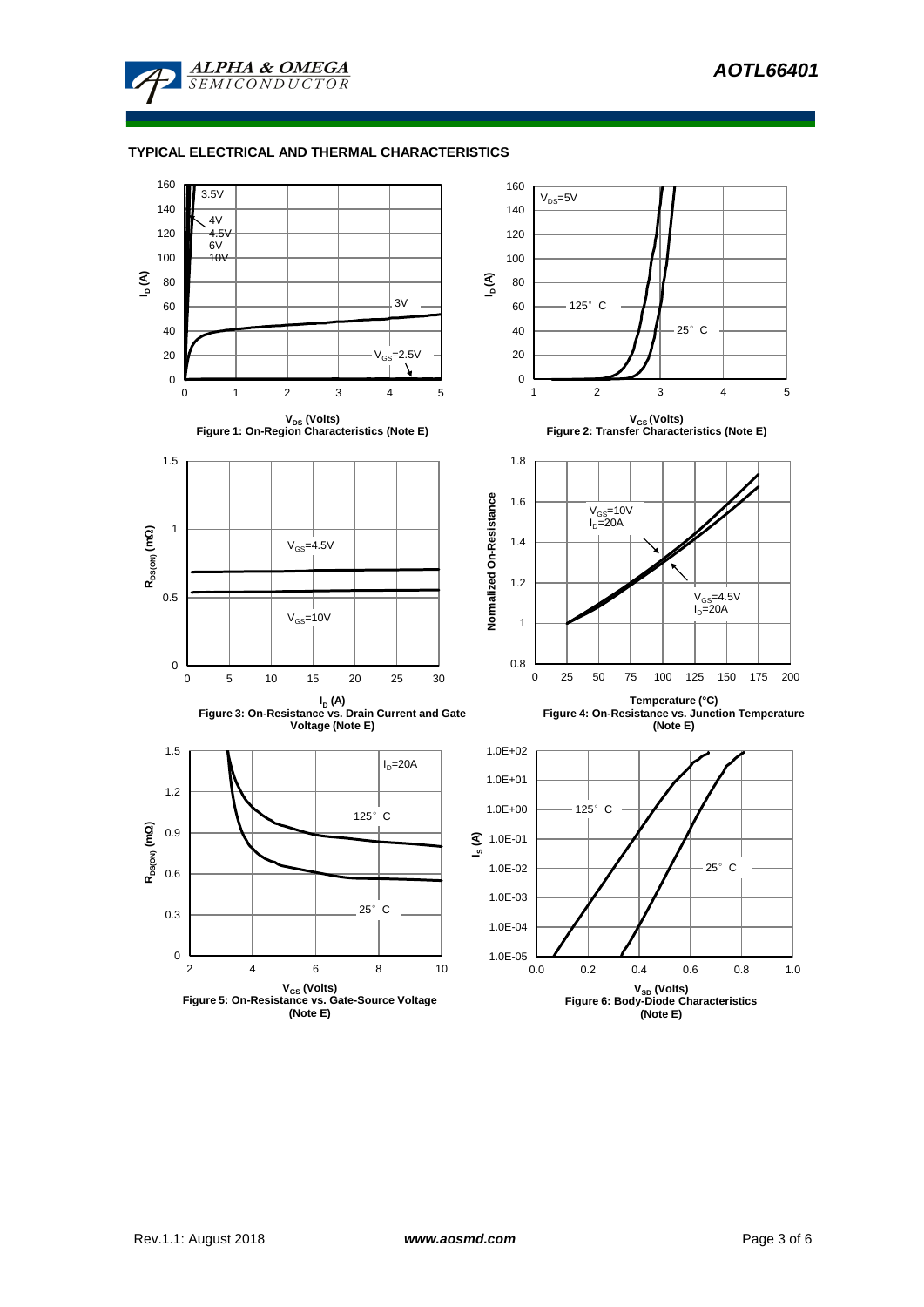## TYPICAL ELECTRICAL AND THERMAL CHARACTERISTICS

Figure 1: On-Region Characteristics (Note E)

Figure 2: Transfer Characteristics (Note E)

Figure 3: On-Resistance vs. Drain Current and Gate Voltage (Note E)

Figure 4: On-Resistance vs. Junction Temperature (Note E)

Figure 5: On-Resistance vs. Gate-Source Voltage (Note E)

Figure 6: Body-Diode Characteristics (Note E)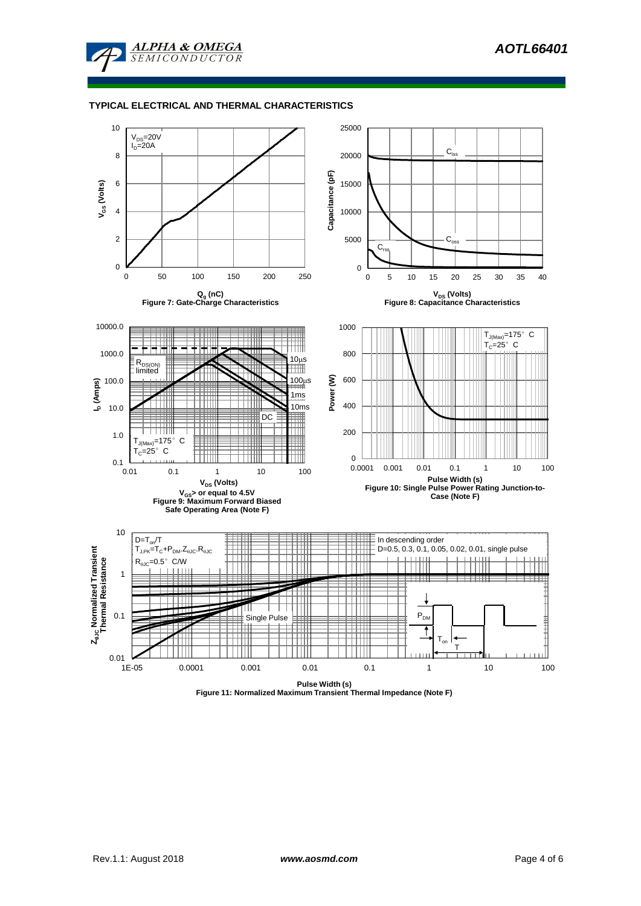## TYPICAL ELECTRICAL AND THERMAL CHARACTERISTICS

$V_{DS}$=20V
$I_D$=20A

$V_{GS}$ (Volts)

$Q_g$ (nC)

Figure 7: Gate-Charge Characteristics

$C_{iss}$

$C_{oss}$

$C_{rss}$

Capacitance (pF)

$V_{DS}$ (Volts)

Figure 8: Capacitance Characteristics

$R_{DS(ON)}$ limited

10µs

100µs

1ms

10ms

DC

$T_{J(Max)}$=175° C
$T_C$=25° C

$I_D$ (Amps)

$V_{DS}$ (Volts)

$V_{GS}$> or equal to 4.5V

Figure 9: Maximum Forward Biased Safe Operating Area (Note F)

$T_{J(Max)}$=175° C
$T_C$=25° C

Power (W)

Pulse Width (s)

Figure 10: Single Pulse Power Rating Junction-to-Case (Note F)

$D=T_{on}/T$
$T_{J,PK}=T_C+P_{DM}.Z_{\theta JC}.R_{\theta JC}$
$R_{\theta JC}$=0.5° C/W

In descending order
D=0.5, 0.3, 0.1, 0.05, 0.02, 0.01, single pulse

Single Pulse

$P_{DM}$

$T_{on}$

T

$Z_{\theta JC}$ Normalized Transient Thermal Resistance

Pulse Width (s)

Figure 11: Normalized Maximum Transient Thermal Impedance (Note F)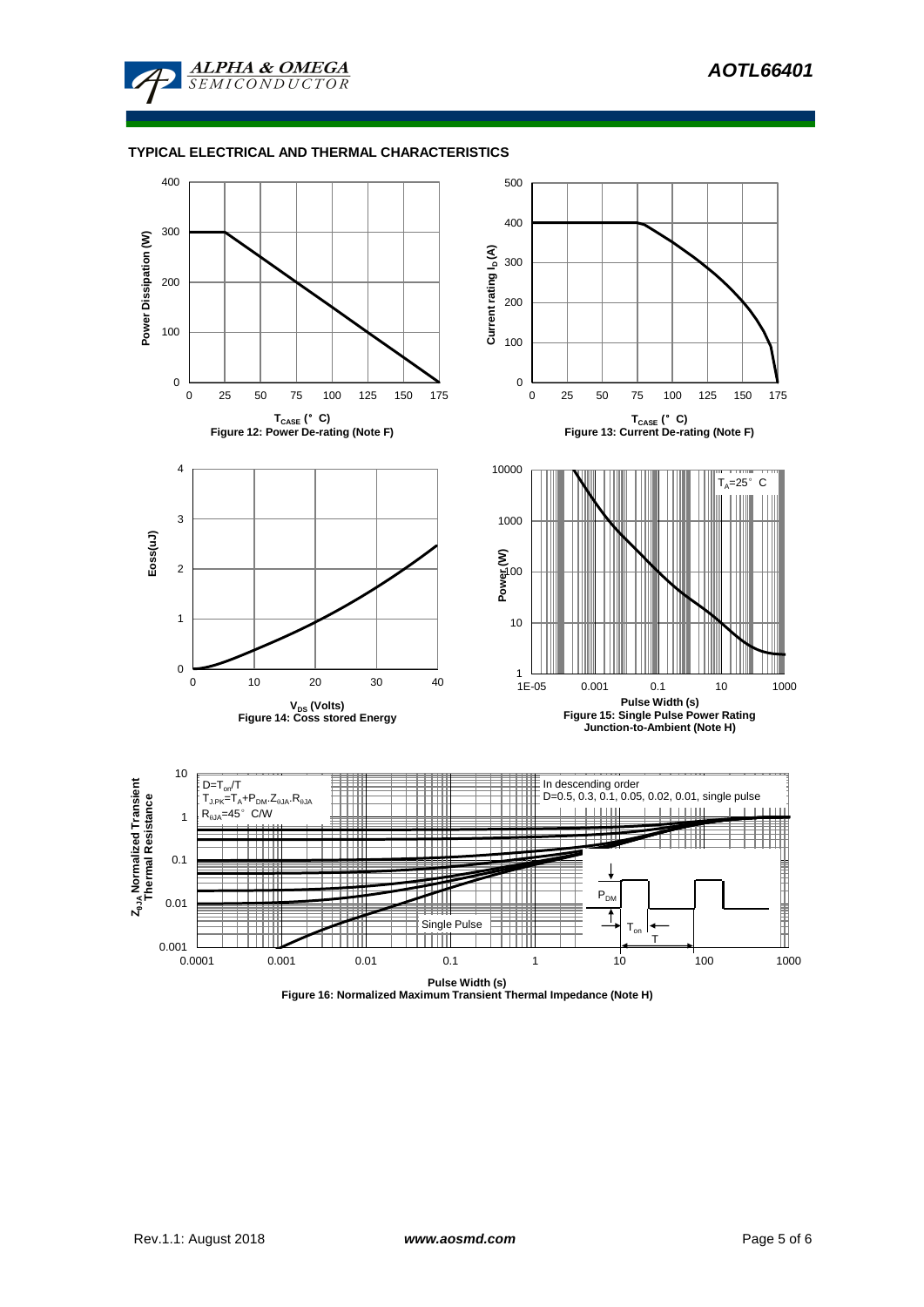## TYPICAL ELECTRICAL AND THERMAL CHARACTERISTICS

Power Dissipation (W) vs $T_{CASE}$ (°C)

Figure 12: Power De-rating (Note F)

Current rating $I_D$ (A) vs $T_{CASE}$ (°C)

Figure 13: Current De-rating (Note F)

Eoss(uJ) vs $V_{DS}$ (Volts)

Figure 14: Coss stored Energy

$T_A$=25°C

Power (W) vs Pulse Width (s)

Figure 15: Single Pulse Power Rating Junction-to-Ambient (Note H)

$D=T_{on}/T$

$T_{J,PK}=T_A+P_{DM}.Z_{\theta JA}.R_{\theta JA}$

$R_{\theta JA}$=45°C/W

In descending order

D=0.5, 0.3, 0.1, 0.05, 0.02, 0.01, single pulse

Single Pulse

$P_{DM}$

$T_{on}$

T

$Z_{\theta JA}$ Normalized Transient Thermal Resistance vs Pulse Width (s)

Figure 16: Normalized Maximum Transient Thermal Impedance (Note H)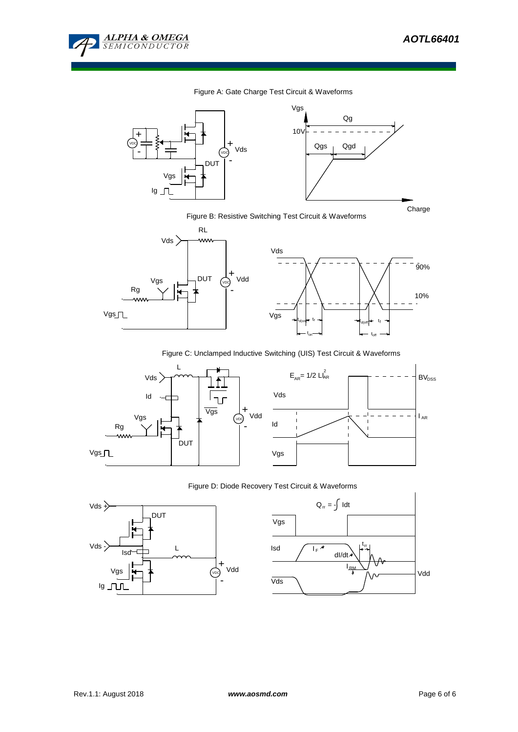Figure A: Gate Charge Test Circuit & Waveforms

Vgs

Qg

10V

Qgs

Qgd

+

VDC

-

+

VDC

Vds

-

DUT

Vgs

Ig

Charge

Figure B: Resistive Switching Test Circuit & Waveforms

RL

Vds

Vgs

Rg

DUT

+

VDC

Vdd

-

Vgs

Vds

90%

10%

Vgs

$t_{d(on)}$

$t_r$

$t_{on}$

$t_{d(off)}$

$t_f$

$t_{off}$

Figure C: Unclamped Inductive Switching (UIS) Test Circuit & Waveforms

L

Vds

Id

Vgs

Rg

Vgs

DUT

$\overline{Vgs}$

+

VDC

Vdd

-

$E_{AR} = 1/2\ LI_{AR}^2$

$BV_{DSS}$

Vds

Id

$I_{AR}$

Vgs

Figure D: Diode Recovery Test Circuit & Waveforms

Vds +

DUT

Vds -

Isd

L

Vgs

Ig

+

VDC

Vdd

-

$Q_{rr} = -\int Idt$

Vgs

Isd

$I_F$

dI/dt

$t_{rr}$

$I_{RM}$

Vds

Vdd